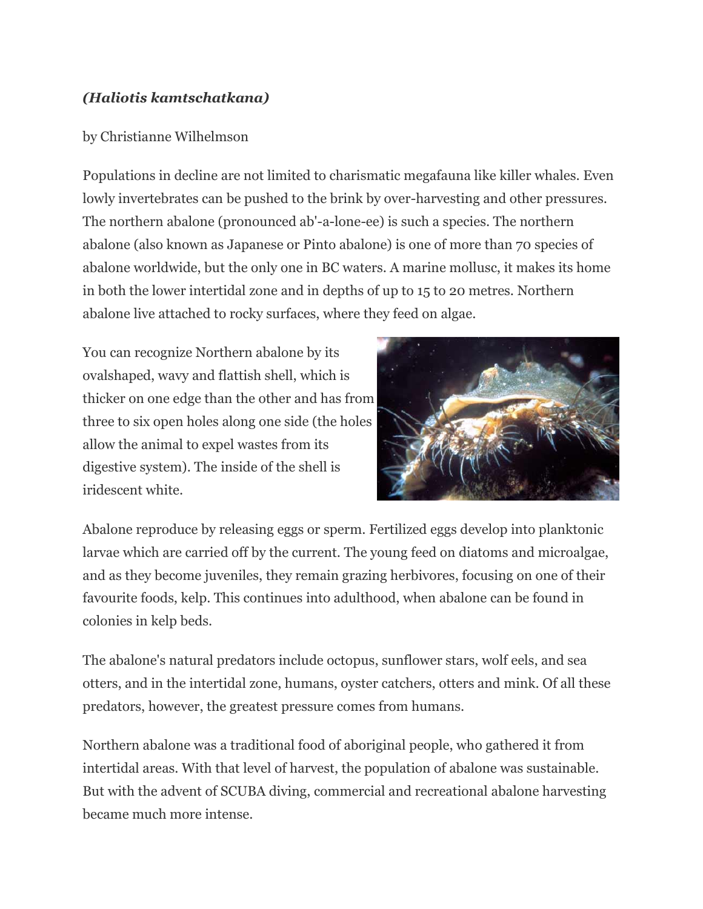***(Haliotis kamtschatkana)***

by Christianne Wilhelmson

Populations in decline are not limited to charismatic megafauna like killer whales. Even lowly invertebrates can be pushed to the brink by over-harvesting and other pressures. The northern abalone (pronounced ab'-a-lone-ee) is such a species. The northern abalone (also known as Japanese or Pinto abalone) is one of more than 70 species of abalone worldwide, but the only one in BC waters. A marine mollusc, it makes its home in both the lower intertidal zone and in depths of up to 15 to 20 metres. Northern abalone live attached to rocky surfaces, where they feed on algae.

You can recognize Northern abalone by its ovalshaped, wavy and flattish shell, which is thicker on one edge than the other and has from three to six open holes along one side (the holes allow the animal to expel wastes from its digestive system). The inside of the shell is iridescent white.

Abalone reproduce by releasing eggs or sperm. Fertilized eggs develop into planktonic larvae which are carried off by the current. The young feed on diatoms and microalgae, and as they become juveniles, they remain grazing herbivores, focusing on one of their favourite foods, kelp. This continues into adulthood, when abalone can be found in colonies in kelp beds.

The abalone's natural predators include octopus, sunflower stars, wolf eels, and sea otters, and in the intertidal zone, humans, oyster catchers, otters and mink. Of all these predators, however, the greatest pressure comes from humans.

Northern abalone was a traditional food of aboriginal people, who gathered it from intertidal areas. With that level of harvest, the population of abalone was sustainable. But with the advent of SCUBA diving, commercial and recreational abalone harvesting became much more intense.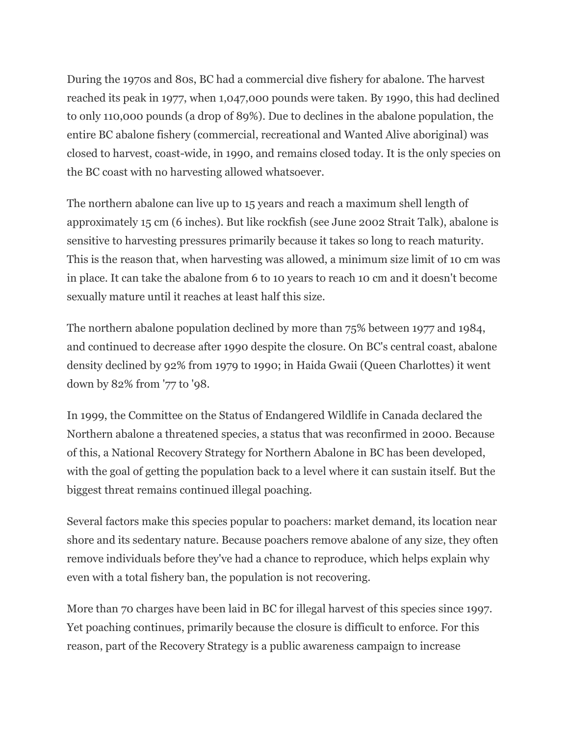During the 1970s and 80s, BC had a commercial dive fishery for abalone. The harvest reached its peak in 1977, when 1,047,000 pounds were taken. By 1990, this had declined to only 110,000 pounds (a drop of 89%). Due to declines in the abalone population, the entire BC abalone fishery (commercial, recreational and Wanted Alive aboriginal) was closed to harvest, coast-wide, in 1990, and remains closed today. It is the only species on the BC coast with no harvesting allowed whatsoever.

The northern abalone can live up to 15 years and reach a maximum shell length of approximately 15 cm (6 inches). But like rockfish (see June 2002 Strait Talk), abalone is sensitive to harvesting pressures primarily because it takes so long to reach maturity. This is the reason that, when harvesting was allowed, a minimum size limit of 10 cm was in place. It can take the abalone from 6 to 10 years to reach 10 cm and it doesn't become sexually mature until it reaches at least half this size.

The northern abalone population declined by more than 75% between 1977 and 1984, and continued to decrease after 1990 despite the closure. On BC's central coast, abalone density declined by 92% from 1979 to 1990; in Haida Gwaii (Queen Charlottes) it went down by 82% from '77 to '98.

In 1999, the Committee on the Status of Endangered Wildlife in Canada declared the Northern abalone a threatened species, a status that was reconfirmed in 2000. Because of this, a National Recovery Strategy for Northern Abalone in BC has been developed, with the goal of getting the population back to a level where it can sustain itself. But the biggest threat remains continued illegal poaching.

Several factors make this species popular to poachers: market demand, its location near shore and its sedentary nature. Because poachers remove abalone of any size, they often remove individuals before they've had a chance to reproduce, which helps explain why even with a total fishery ban, the population is not recovering.

More than 70 charges have been laid in BC for illegal harvest of this species since 1997. Yet poaching continues, primarily because the closure is difficult to enforce. For this reason, part of the Recovery Strategy is a public awareness campaign to increase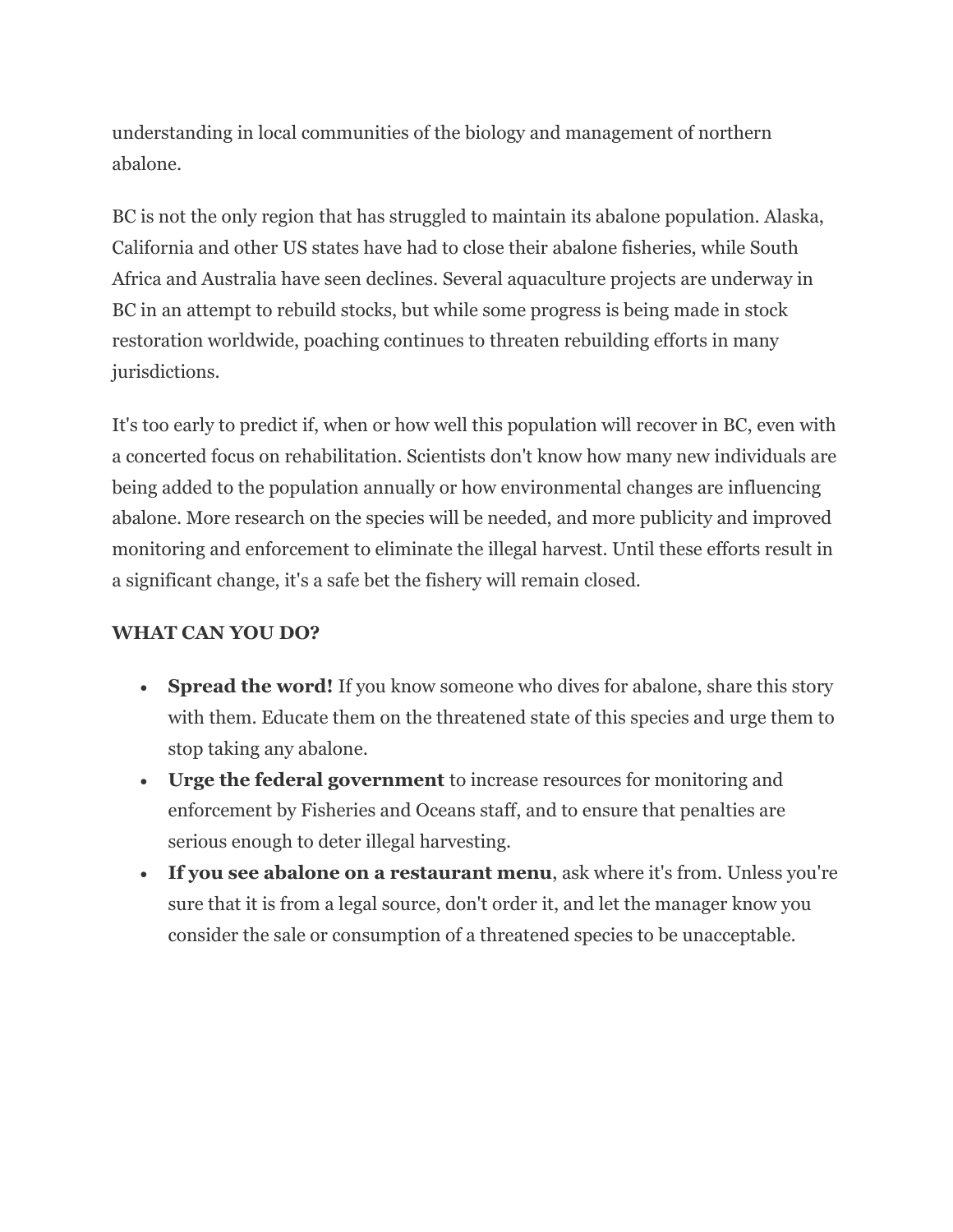understanding in local communities of the biology and management of northern abalone.

BC is not the only region that has struggled to maintain its abalone population. Alaska, California and other US states have had to close their abalone fisheries, while South Africa and Australia have seen declines. Several aquaculture projects are underway in BC in an attempt to rebuild stocks, but while some progress is being made in stock restoration worldwide, poaching continues to threaten rebuilding efforts in many jurisdictions.

It's too early to predict if, when or how well this population will recover in BC, even with a concerted focus on rehabilitation. Scientists don't know how many new individuals are being added to the population annually or how environmental changes are influencing abalone. More research on the species will be needed, and more publicity and improved monitoring and enforcement to eliminate the illegal harvest. Until these efforts result in a significant change, it's a safe bet the fishery will remain closed.

**WHAT CAN YOU DO?**

- **Spread the word!** If you know someone who dives for abalone, share this story with them. Educate them on the threatened state of this species and urge them to stop taking any abalone.
- **Urge the federal government** to increase resources for monitoring and enforcement by Fisheries and Oceans staff, and to ensure that penalties are serious enough to deter illegal harvesting.
- **If you see abalone on a restaurant menu**, ask where it's from. Unless you're sure that it is from a legal source, don't order it, and let the manager know you consider the sale or consumption of a threatened species to be unacceptable.